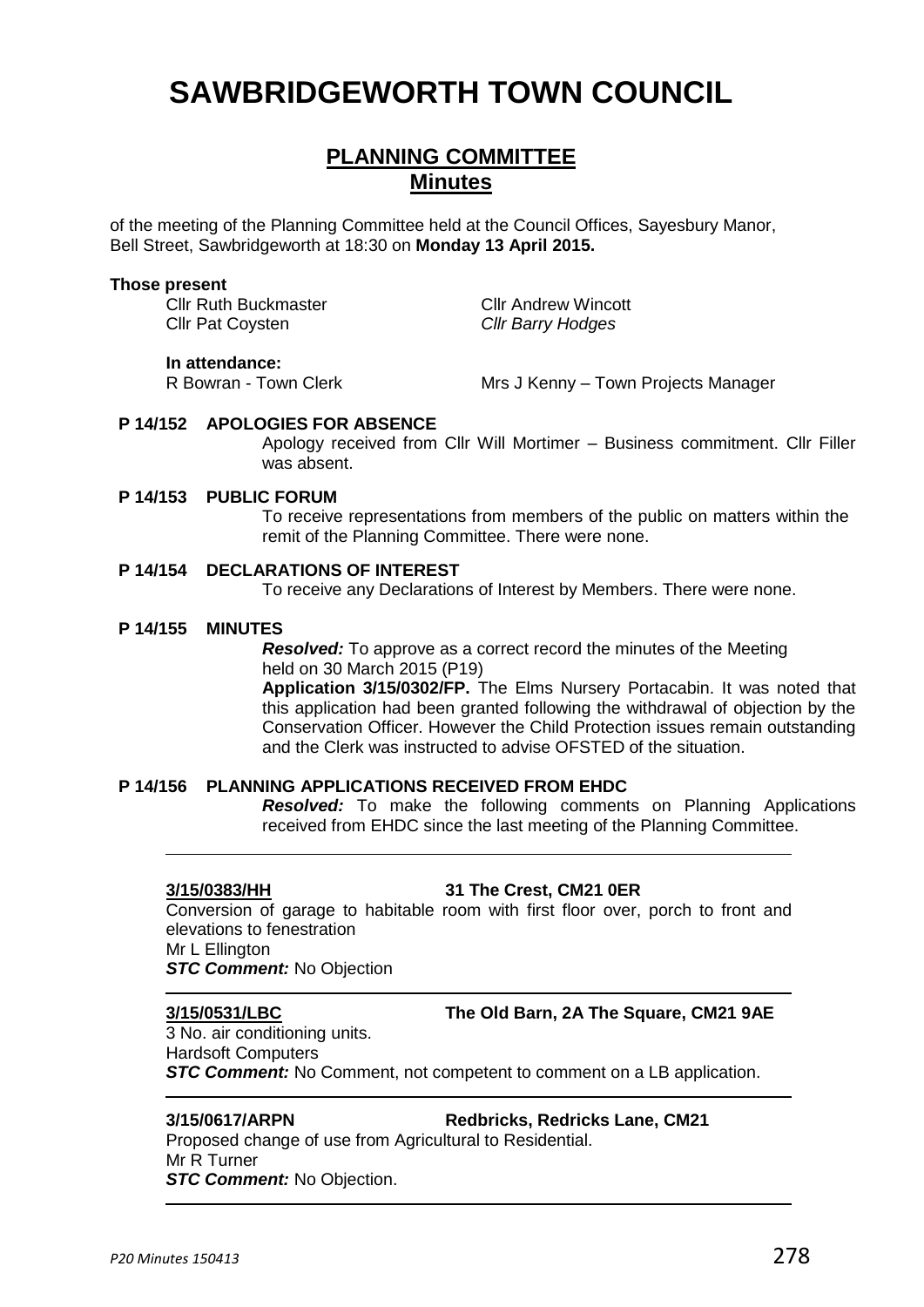# SAWBRIDGEWORTH TOWN COUNCIL

## PLANNING COMMITTEE
## Minutes

of the meeting of the Planning Committee held at the Council Offices, Sayesbury Manor, Bell Street, Sawbridgeworth at 18:30 on **Monday 13 April 2015.**

**Those present**

Cllr Ruth Buckmaster
Cllr Pat Coysten
Cllr Andrew Wincott
*Cllr Barry Hodges*

**In attendance:**

R Bowran - Town Clerk
Mrs J Kenny – Town Projects Manager

**P 14/152 APOLOGIES FOR ABSENCE**

Apology received from Cllr Will Mortimer – Business commitment. Cllr Filler was absent.

**P 14/153 PUBLIC FORUM**

To receive representations from members of the public on matters within the remit of the Planning Committee. There were none.

**P 14/154 DECLARATIONS OF INTEREST**

To receive any Declarations of Interest by Members. There were none.

**P 14/155 MINUTES**

***Resolved:*** To approve as a correct record the minutes of the Meeting held on 30 March 2015 (P19)

**Application 3/15/0302/FP.** The Elms Nursery Portacabin. It was noted that this application had been granted following the withdrawal of objection by the Conservation Officer. However the Child Protection issues remain outstanding and the Clerk was instructed to advise OFSTED of the situation.

**P 14/156 PLANNING APPLICATIONS RECEIVED FROM EHDC**

***Resolved:*** To make the following comments on Planning Applications received from EHDC since the last meeting of the Planning Committee.

---

**3/15/0383/HH** **31 The Crest, CM21 0ER**

Conversion of garage to habitable room with first floor over, porch to front and elevations to fenestration
Mr L Ellington
***STC Comment:*** No Objection

---

**3/15/0531/LBC** **The Old Barn, 2A The Square, CM21 9AE**

3 No. air conditioning units.
Hardsoft Computers
***STC Comment:*** No Comment, not competent to comment on a LB application.

---

**3/15/0617/ARPN** **Redbricks, Redricks Lane, CM21**

Proposed change of use from Agricultural to Residential.
Mr R Turner
***STC Comment:*** No Objection.

---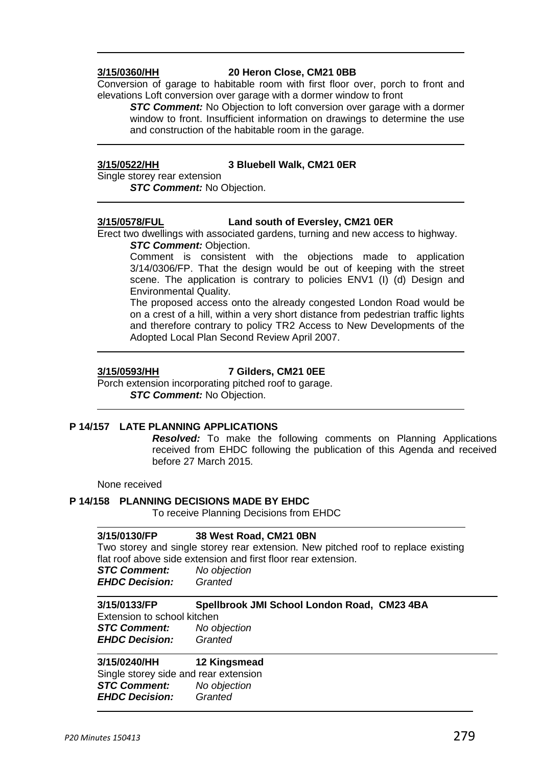---

**3/15/0360/HH** **20 Heron Close, CM21 0BB**

Conversion of garage to habitable room with first floor over, porch to front and elevations Loft conversion over garage with a dormer window to front

> ***STC Comment:*** No Objection to loft conversion over garage with a dormer window to front. Insufficient information on drawings to determine the use and construction of the habitable room in the garage.

---

**3/15/0522/HH** **3 Bluebell Walk, CM21 0ER**

Single storey rear extension

> ***STC Comment:*** No Objection.

---

**3/15/0578/FUL** **Land south of Eversley, CM21 0ER**

Erect two dwellings with associated gardens, turning and new access to highway.

> ***STC Comment:*** Objection.
>
> Comment is consistent with the objections made to application 3/14/0306/FP. That the design would be out of keeping with the street scene. The application is contrary to policies ENV1 (I) (d) Design and Environmental Quality.
>
> The proposed access onto the already congested London Road would be on a crest of a hill, within a very short distance from pedestrian traffic lights and therefore contrary to policy TR2 Access to New Developments of the Adopted Local Plan Second Review April 2007.

---

**3/15/0593/HH** **7 Gilders, CM21 0EE**

Porch extension incorporating pitched roof to garage.

> ***STC Comment:*** No Objection.

---

## P 14/157 LATE PLANNING APPLICATIONS

***Resolved:*** To make the following comments on Planning Applications received from EHDC following the publication of this Agenda and received before 27 March 2015.

None received

## P 14/158 PLANNING DECISIONS MADE BY EHDC

To receive Planning Decisions from EHDC

---

**3/15/0130/FP** **38 West Road, CM21 0BN**

Two storey and single storey rear extension. New pitched roof to replace existing flat roof above side extension and first floor rear extension.

***STC Comment:*** *No objection*
***EHDC Decision:*** *Granted*

---

**3/15/0133/FP** **Spellbrook JMI School London Road, CM23 4BA**

Extension to school kitchen

***STC Comment:*** *No objection*
***EHDC Decision:*** *Granted*

---

**3/15/0240/HH** **12 Kingsmead**

Single storey side and rear extension

***STC Comment:*** *No objection*
***EHDC Decision:*** *Granted*

---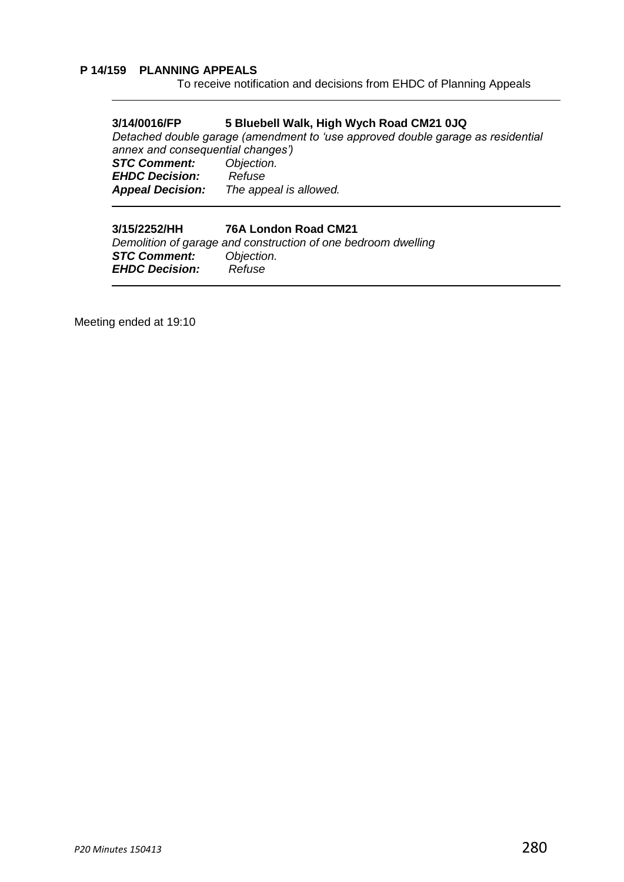## P 14/159 PLANNING APPEALS

To receive notification and decisions from EHDC of Planning Appeals

---

**3/14/0016/FP 5 Bluebell Walk, High Wych Road CM21 0JQ**

*Detached double garage (amendment to 'use approved double garage as residential annex and consequential changes')*

***STC Comment:*** *Objection.*
***EHDC Decision:*** *Refuse*
***Appeal Decision:*** *The appeal is allowed.*

---

**3/15/2252/HH 76A London Road CM21**

*Demolition of garage and construction of one bedroom dwelling*

***STC Comment:*** *Objection.*
***EHDC Decision:*** *Refuse*

---

Meeting ended at 19:10